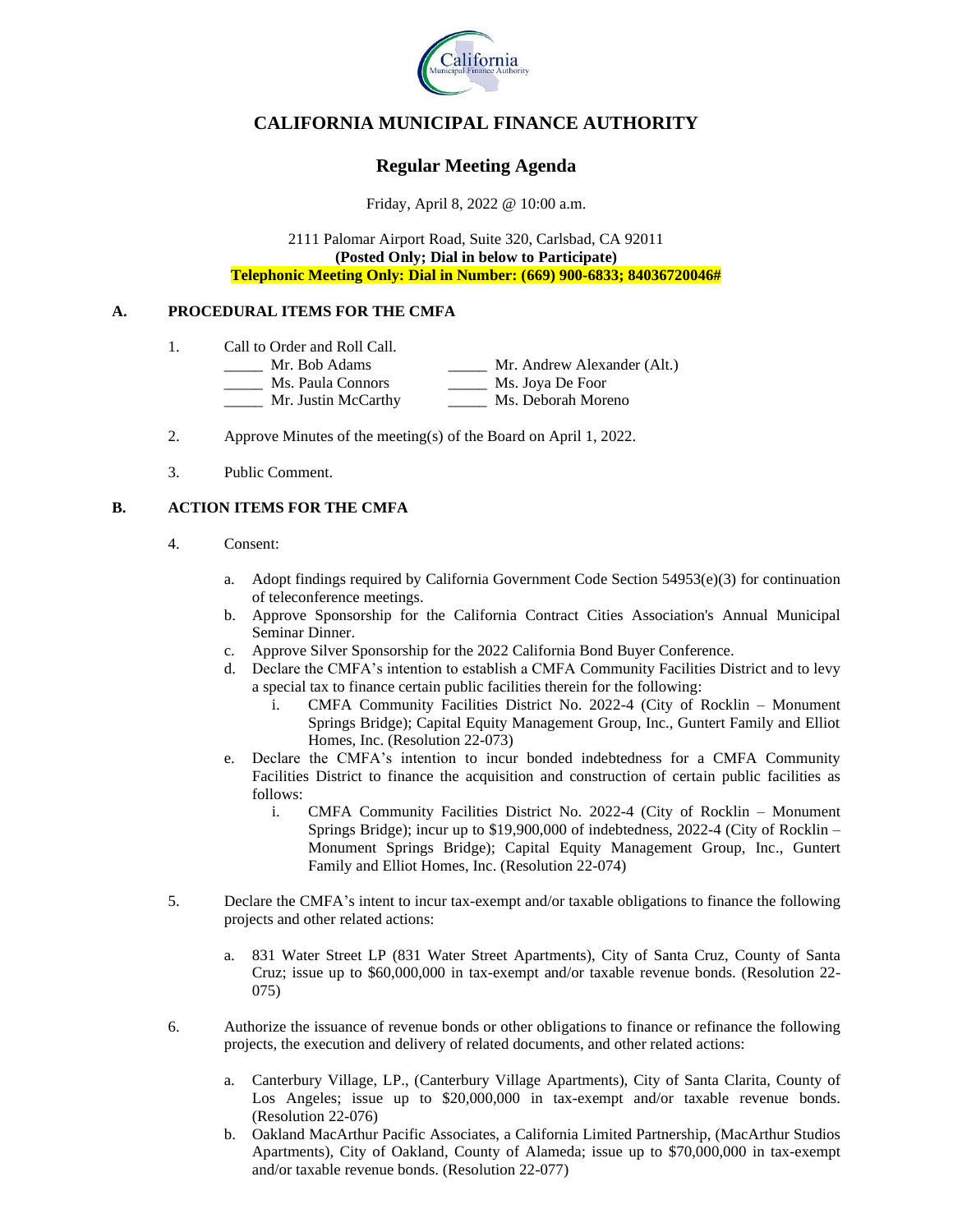# CALIFORNIA MUNICIPAL FINANCE AUTHORITY

## Regular Meeting Agenda

Friday, April 8, 2022 @ 10:00 a.m.

2111 Palomar Airport Road, Suite 320, Carlsbad, CA 92011
**(Posted Only; Dial in below to Participate)**
**Telephonic Meeting Only: Dial in Number: (669) 900-6833; 84036720046#**

### A. PROCEDURAL ITEMS FOR THE CMFA

1. Call to Order and Roll Call.

   _____ Mr. Bob Adams
   _____ Ms. Paula Connors
   _____ Mr. Justin McCarthy
   _____ Mr. Andrew Alexander (Alt.)
   _____ Ms. Joya De Foor
   _____ Ms. Deborah Moreno

2. Approve Minutes of the meeting(s) of the Board on April 1, 2022.

3. Public Comment.

### B. ACTION ITEMS FOR THE CMFA

4. Consent:

   a. Adopt findings required by California Government Code Section 54953(e)(3) for continuation of teleconference meetings.
   b. Approve Sponsorship for the California Contract Cities Association's Annual Municipal Seminar Dinner.
   c. Approve Silver Sponsorship for the 2022 California Bond Buyer Conference.
   d. Declare the CMFA's intention to establish a CMFA Community Facilities District and to levy a special tax to finance certain public facilities therein for the following:
      i. CMFA Community Facilities District No. 2022-4 (City of Rocklin – Monument Springs Bridge); Capital Equity Management Group, Inc., Guntert Family and Elliot Homes, Inc. (Resolution 22-073)
   e. Declare the CMFA's intention to incur bonded indebtedness for a CMFA Community Facilities District to finance the acquisition and construction of certain public facilities as follows:
      i. CMFA Community Facilities District No. 2022-4 (City of Rocklin – Monument Springs Bridge); incur up to $19,900,000 of indebtedness, 2022-4 (City of Rocklin – Monument Springs Bridge); Capital Equity Management Group, Inc., Guntert Family and Elliot Homes, Inc. (Resolution 22-074)

5. Declare the CMFA's intent to incur tax-exempt and/or taxable obligations to finance the following projects and other related actions:

   a. 831 Water Street LP (831 Water Street Apartments), City of Santa Cruz, County of Santa Cruz; issue up to $60,000,000 in tax-exempt and/or taxable revenue bonds. (Resolution 22-075)

6. Authorize the issuance of revenue bonds or other obligations to finance or refinance the following projects, the execution and delivery of related documents, and other related actions:

   a. Canterbury Village, LP., (Canterbury Village Apartments), City of Santa Clarita, County of Los Angeles; issue up to $20,000,000 in tax-exempt and/or taxable revenue bonds. (Resolution 22-076)
   b. Oakland MacArthur Pacific Associates, a California Limited Partnership, (MacArthur Studios Apartments), City of Oakland, County of Alameda; issue up to $70,000,000 in tax-exempt and/or taxable revenue bonds. (Resolution 22-077)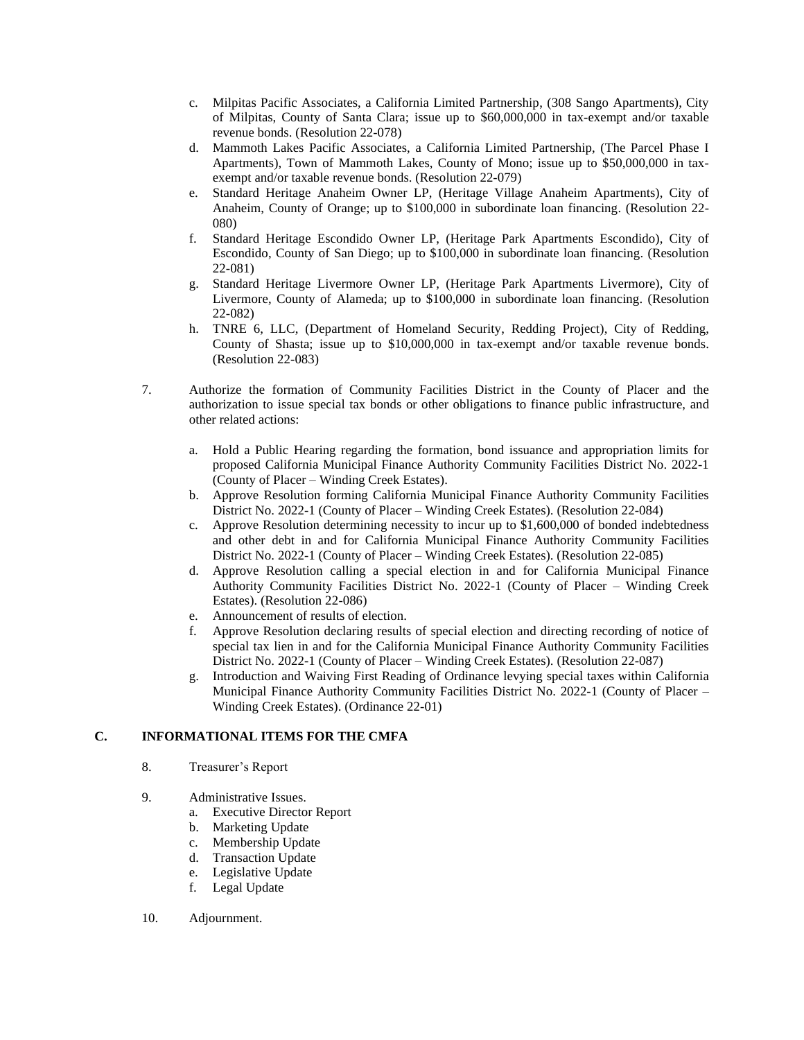c. Milpitas Pacific Associates, a California Limited Partnership, (308 Sango Apartments), City of Milpitas, County of Santa Clara; issue up to $60,000,000 in tax-exempt and/or taxable revenue bonds. (Resolution 22-078)

d. Mammoth Lakes Pacific Associates, a California Limited Partnership, (The Parcel Phase I Apartments), Town of Mammoth Lakes, County of Mono; issue up to $50,000,000 in tax-exempt and/or taxable revenue bonds. (Resolution 22-079)

e. Standard Heritage Anaheim Owner LP, (Heritage Village Anaheim Apartments), City of Anaheim, County of Orange; up to $100,000 in subordinate loan financing. (Resolution 22-080)

f. Standard Heritage Escondido Owner LP, (Heritage Park Apartments Escondido), City of Escondido, County of San Diego; up to $100,000 in subordinate loan financing. (Resolution 22-081)

g. Standard Heritage Livermore Owner LP, (Heritage Park Apartments Livermore), City of Livermore, County of Alameda; up to $100,000 in subordinate loan financing. (Resolution 22-082)

h. TNRE 6, LLC, (Department of Homeland Security, Redding Project), City of Redding, County of Shasta; issue up to $10,000,000 in tax-exempt and/or taxable revenue bonds. (Resolution 22-083)

7. Authorize the formation of Community Facilities District in the County of Placer and the authorization to issue special tax bonds or other obligations to finance public infrastructure, and other related actions:

   a. Hold a Public Hearing regarding the formation, bond issuance and appropriation limits for proposed California Municipal Finance Authority Community Facilities District No. 2022-1 (County of Placer – Winding Creek Estates).
   b. Approve Resolution forming California Municipal Finance Authority Community Facilities District No. 2022-1 (County of Placer – Winding Creek Estates). (Resolution 22-084)
   c. Approve Resolution determining necessity to incur up to $1,600,000 of bonded indebtedness and other debt in and for California Municipal Finance Authority Community Facilities District No. 2022-1 (County of Placer – Winding Creek Estates). (Resolution 22-085)
   d. Approve Resolution calling a special election in and for California Municipal Finance Authority Community Facilities District No. 2022-1 (County of Placer – Winding Creek Estates). (Resolution 22-086)
   e. Announcement of results of election.
   f. Approve Resolution declaring results of special election and directing recording of notice of special tax lien in and for the California Municipal Finance Authority Community Facilities District No. 2022-1 (County of Placer – Winding Creek Estates). (Resolution 22-087)
   g. Introduction and Waiving First Reading of Ordinance levying special taxes within California Municipal Finance Authority Community Facilities District No. 2022-1 (County of Placer – Winding Creek Estates). (Ordinance 22-01)

## C. INFORMATIONAL ITEMS FOR THE CMFA

8. Treasurer's Report

9. Administrative Issues.
   a. Executive Director Report
   b. Marketing Update
   c. Membership Update
   d. Transaction Update
   e. Legislative Update
   f. Legal Update

10. Adjournment.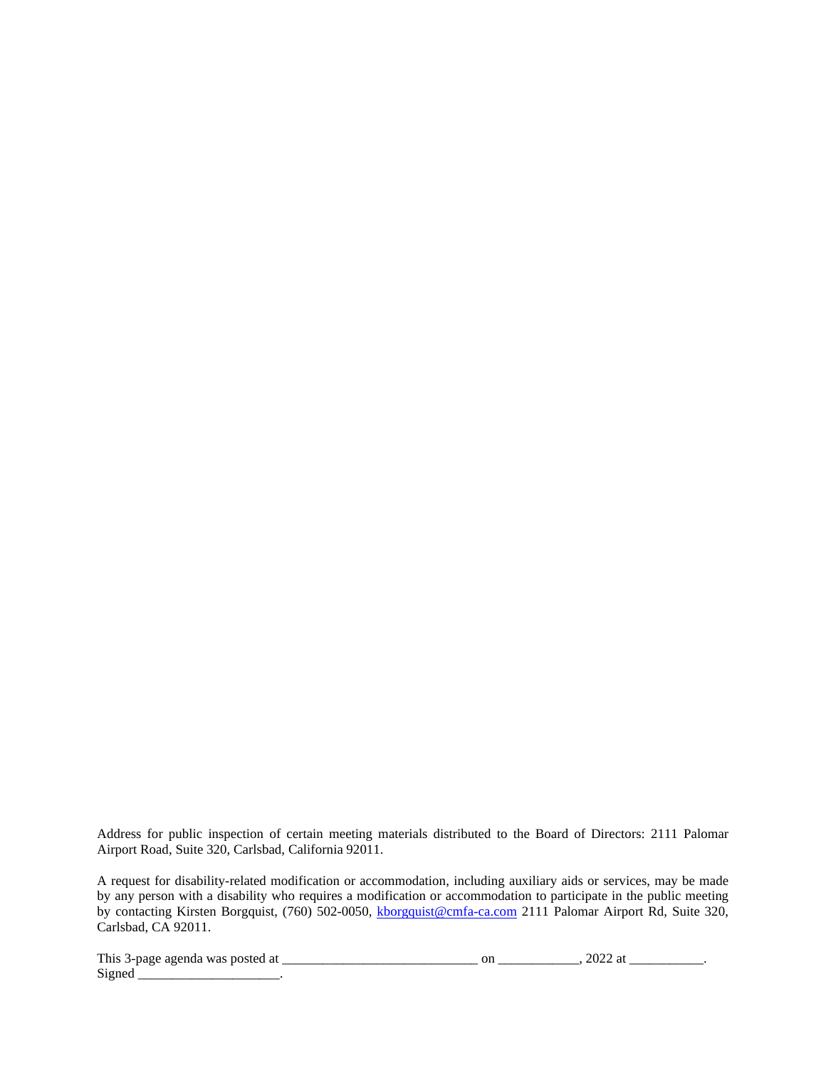Address for public inspection of certain meeting materials distributed to the Board of Directors: 2111 Palomar Airport Road, Suite 320, Carlsbad, California 92011.

A request for disability-related modification or accommodation, including auxiliary aids or services, may be made by any person with a disability who requires a modification or accommodation to participate in the public meeting by contacting Kirsten Borgquist, (760) 502-0050, kborgquist@cmfa-ca.com 2111 Palomar Airport Rd, Suite 320, Carlsbad, CA 92011.

This 3-page agenda was posted at ____________________________ on ____________, 2022 at ___________.
Signed _____________________.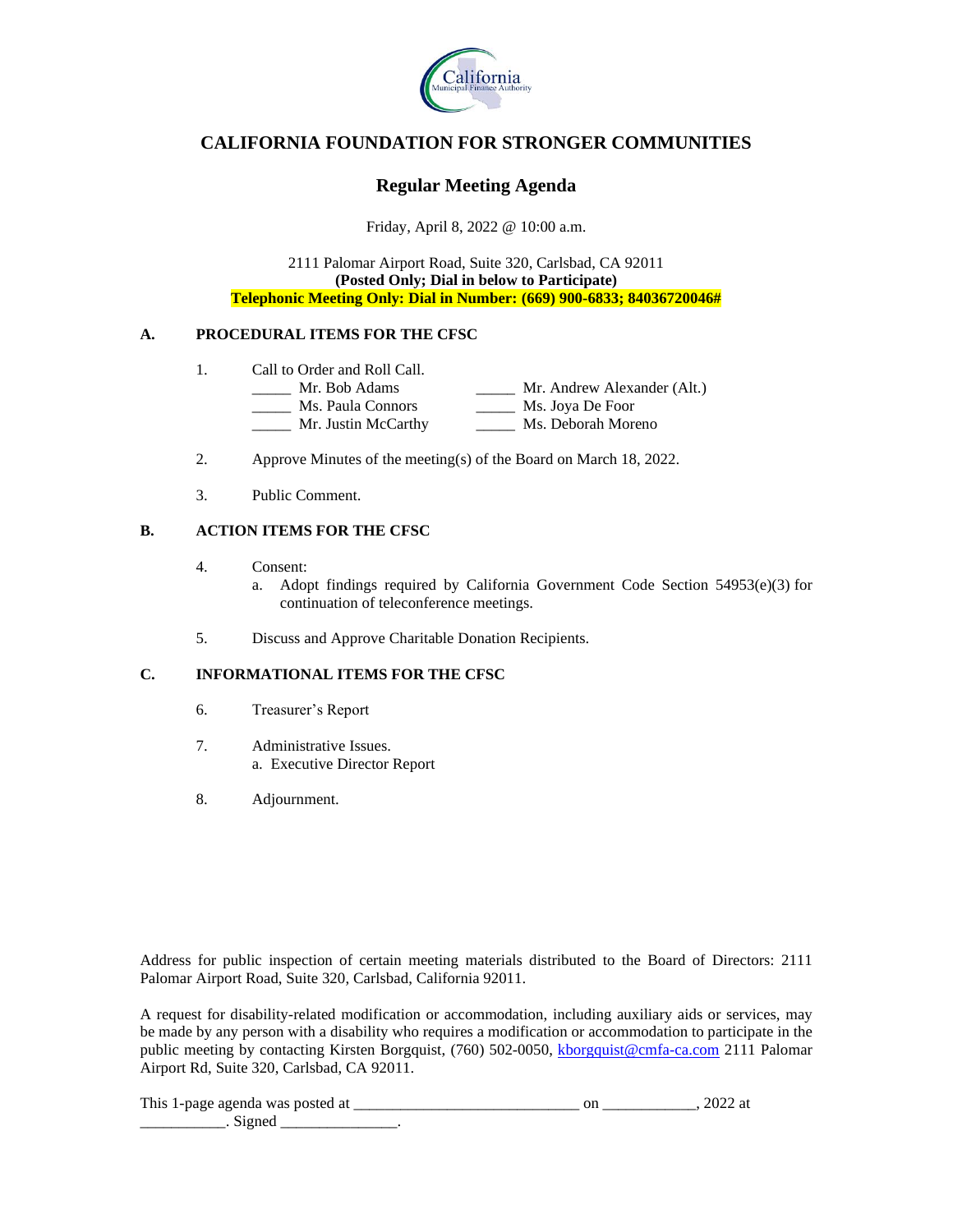# CALIFORNIA FOUNDATION FOR STRONGER COMMUNITIES

## Regular Meeting Agenda

Friday, April 8, 2022 @ 10:00 a.m.

2111 Palomar Airport Road, Suite 320, Carlsbad, CA 92011
**(Posted Only; Dial in below to Participate)**
**Telephonic Meeting Only: Dial in Number: (669) 900-6833; 84036720046#**

### A. PROCEDURAL ITEMS FOR THE CFSC

1. Call to Order and Roll Call.

   _____ Mr. Bob Adams &nbsp;&nbsp;&nbsp;&nbsp; _____ Mr. Andrew Alexander (Alt.)
   _____ Ms. Paula Connors &nbsp;&nbsp;&nbsp;&nbsp; _____ Ms. Joya De Foor
   _____ Mr. Justin McCarthy &nbsp;&nbsp;&nbsp;&nbsp; _____ Ms. Deborah Moreno

2. Approve Minutes of the meeting(s) of the Board on March 18, 2022.

3. Public Comment.

### B. ACTION ITEMS FOR THE CFSC

4. Consent:
   a. Adopt findings required by California Government Code Section 54953(e)(3) for continuation of teleconference meetings.

5. Discuss and Approve Charitable Donation Recipients.

### C. INFORMATIONAL ITEMS FOR THE CFSC

6. Treasurer's Report

7. Administrative Issues.
   a. Executive Director Report

8. Adjournment.

Address for public inspection of certain meeting materials distributed to the Board of Directors: 2111 Palomar Airport Road, Suite 320, Carlsbad, California 92011.

A request for disability-related modification or accommodation, including auxiliary aids or services, may be made by any person with a disability who requires a modification or accommodation to participate in the public meeting by contacting Kirsten Borgquist, (760) 502-0050, kborgquist@cmfa-ca.com 2111 Palomar Airport Rd, Suite 320, Carlsbad, CA 92011.

This 1-page agenda was posted at ____________________________ on ___________, 2022 at ___________. Signed _______________.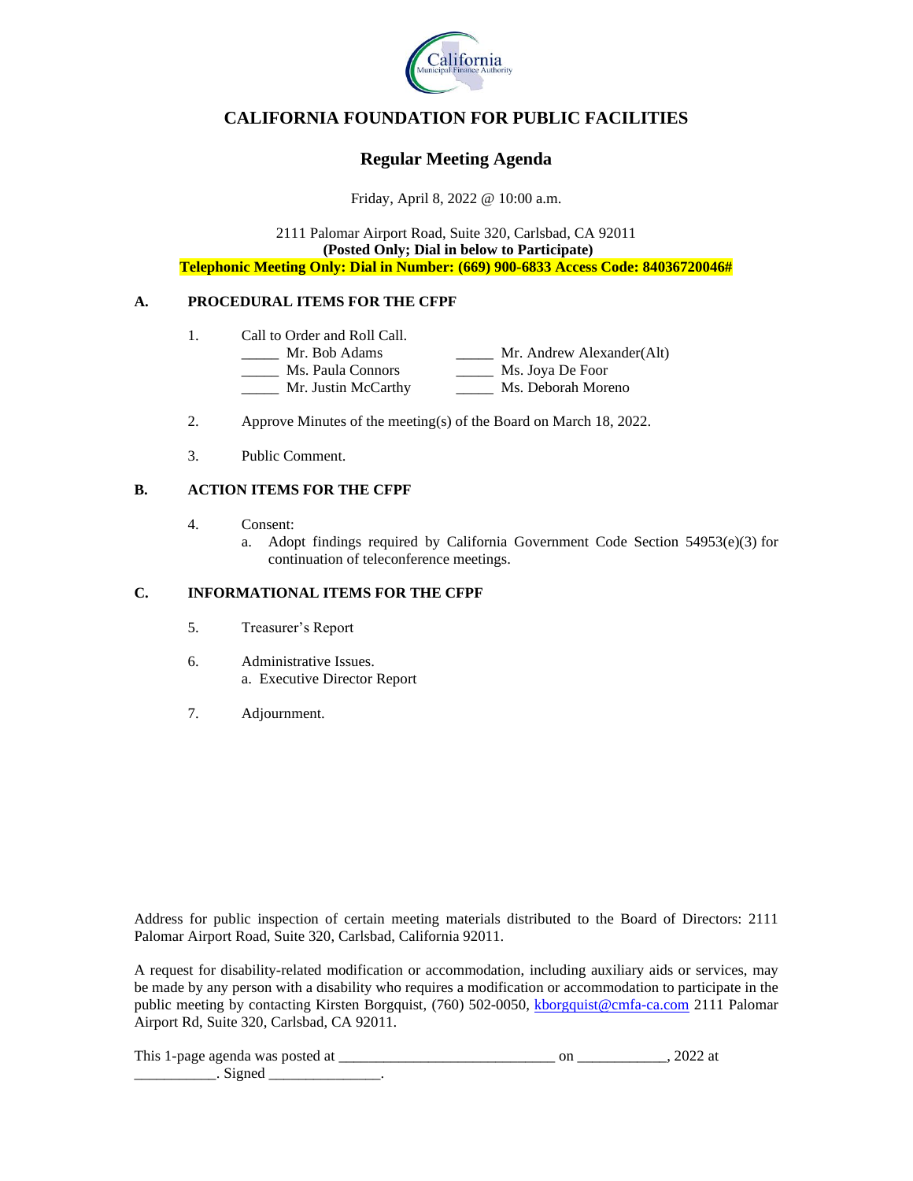# CALIFORNIA FOUNDATION FOR PUBLIC FACILITIES

## Regular Meeting Agenda

Friday, April 8, 2022 @ 10:00 a.m.

2111 Palomar Airport Road, Suite 320, Carlsbad, CA 92011
**(Posted Only; Dial in below to Participate)**
**Telephonic Meeting Only: Dial in Number: (669) 900-6833 Access Code: 84036720046#**

### A. PROCEDURAL ITEMS FOR THE CFPF

1. Call to Order and Roll Call.

   _____ Mr. Bob Adams
   _____ Ms. Paula Connors
   _____ Mr. Justin McCarthy
   _____ Mr. Andrew Alexander(Alt)
   _____ Ms. Joya De Foor
   _____ Ms. Deborah Moreno

2. Approve Minutes of the meeting(s) of the Board on March 18, 2022.

3. Public Comment.

### B. ACTION ITEMS FOR THE CFPF

4. Consent:
   a. Adopt findings required by California Government Code Section 54953(e)(3) for continuation of teleconference meetings.

### C. INFORMATIONAL ITEMS FOR THE CFPF

5. Treasurer's Report

6. Administrative Issues.
   a. Executive Director Report

7. Adjournment.

Address for public inspection of certain meeting materials distributed to the Board of Directors: 2111 Palomar Airport Road, Suite 320, Carlsbad, California 92011.

A request for disability-related modification or accommodation, including auxiliary aids or services, may be made by any person with a disability who requires a modification or accommodation to participate in the public meeting by contacting Kirsten Borgquist, (760) 502-0050, kborgquist@cmfa-ca.com 2111 Palomar Airport Rd, Suite 320, Carlsbad, CA 92011.

This 1-page agenda was posted at ____________________________ on ____________, 2022 at ___________. Signed _______________.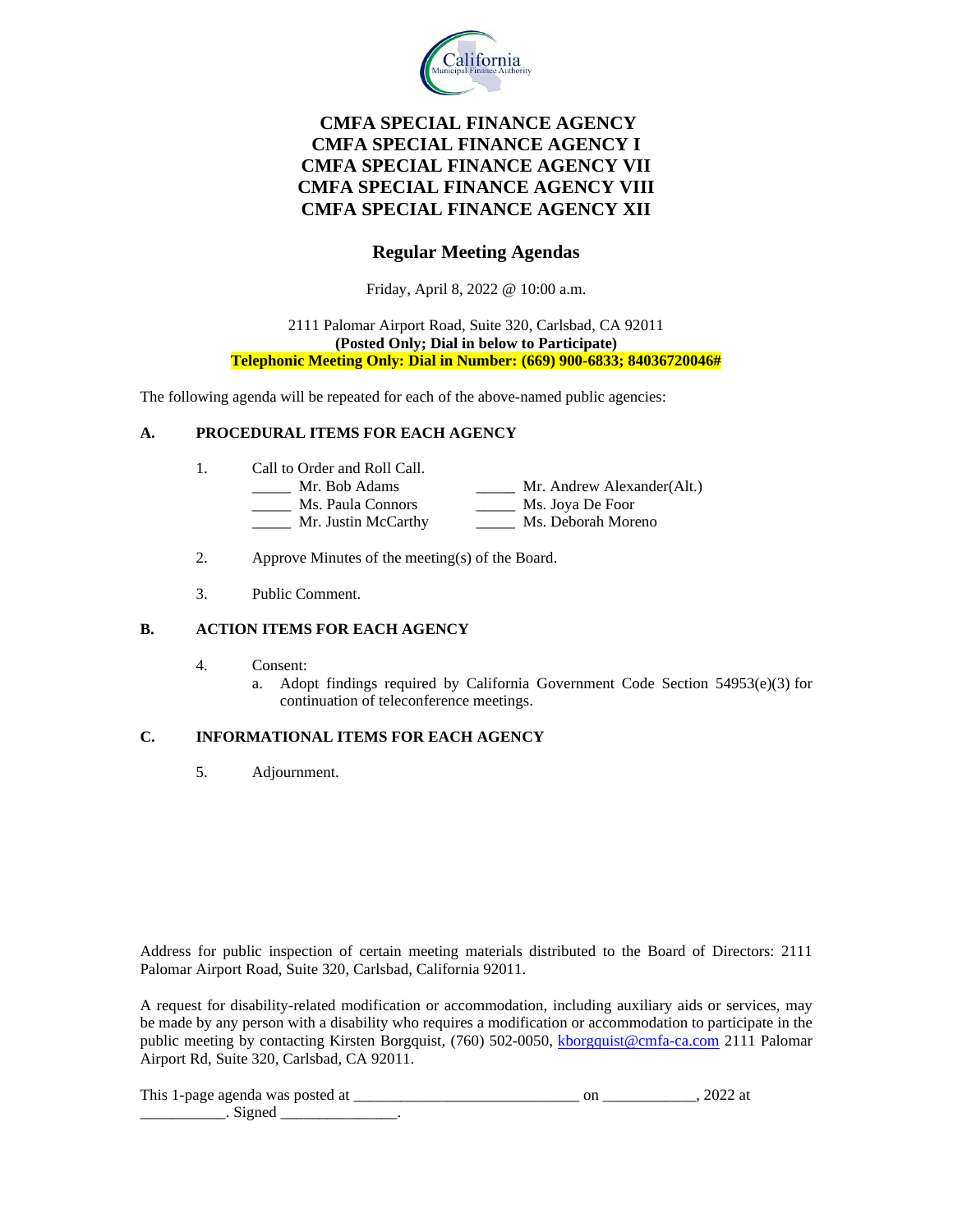# CMFA SPECIAL FINANCE AGENCY
# CMFA SPECIAL FINANCE AGENCY I
# CMFA SPECIAL FINANCE AGENCY VII
# CMFA SPECIAL FINANCE AGENCY VIII
# CMFA SPECIAL FINANCE AGENCY XII

## Regular Meeting Agendas

Friday, April 8, 2022 @ 10:00 a.m.

2111 Palomar Airport Road, Suite 320, Carlsbad, CA 92011
**(Posted Only; Dial in below to Participate)**
**Telephonic Meeting Only: Dial in Number: (669) 900-6833; 84036720046#**

The following agenda will be repeated for each of the above-named public agencies:

**A. PROCEDURAL ITEMS FOR EACH AGENCY**

1. Call to Order and Roll Call.
   _____ Mr. Bob Adams
   _____ Ms. Paula Connors
   _____ Mr. Justin McCarthy
   _____ Mr. Andrew Alexander(Alt.)
   _____ Ms. Joya De Foor
   _____ Ms. Deborah Moreno

2. Approve Minutes of the meeting(s) of the Board.

3. Public Comment.

**B. ACTION ITEMS FOR EACH AGENCY**

4. Consent:
   a. Adopt findings required by California Government Code Section 54953(e)(3) for continuation of teleconference meetings.

**C. INFORMATIONAL ITEMS FOR EACH AGENCY**

5. Adjournment.

Address for public inspection of certain meeting materials distributed to the Board of Directors: 2111 Palomar Airport Road, Suite 320, Carlsbad, California 92011.

A request for disability-related modification or accommodation, including auxiliary aids or services, may be made by any person with a disability who requires a modification or accommodation to participate in the public meeting by contacting Kirsten Borgquist, (760) 502-0050, kborgquist@cmfa-ca.com 2111 Palomar Airport Rd, Suite 320, Carlsbad, CA 92011.

This 1-page agenda was posted at ____________________________ on ___________, 2022 at ___________. Signed _______________.